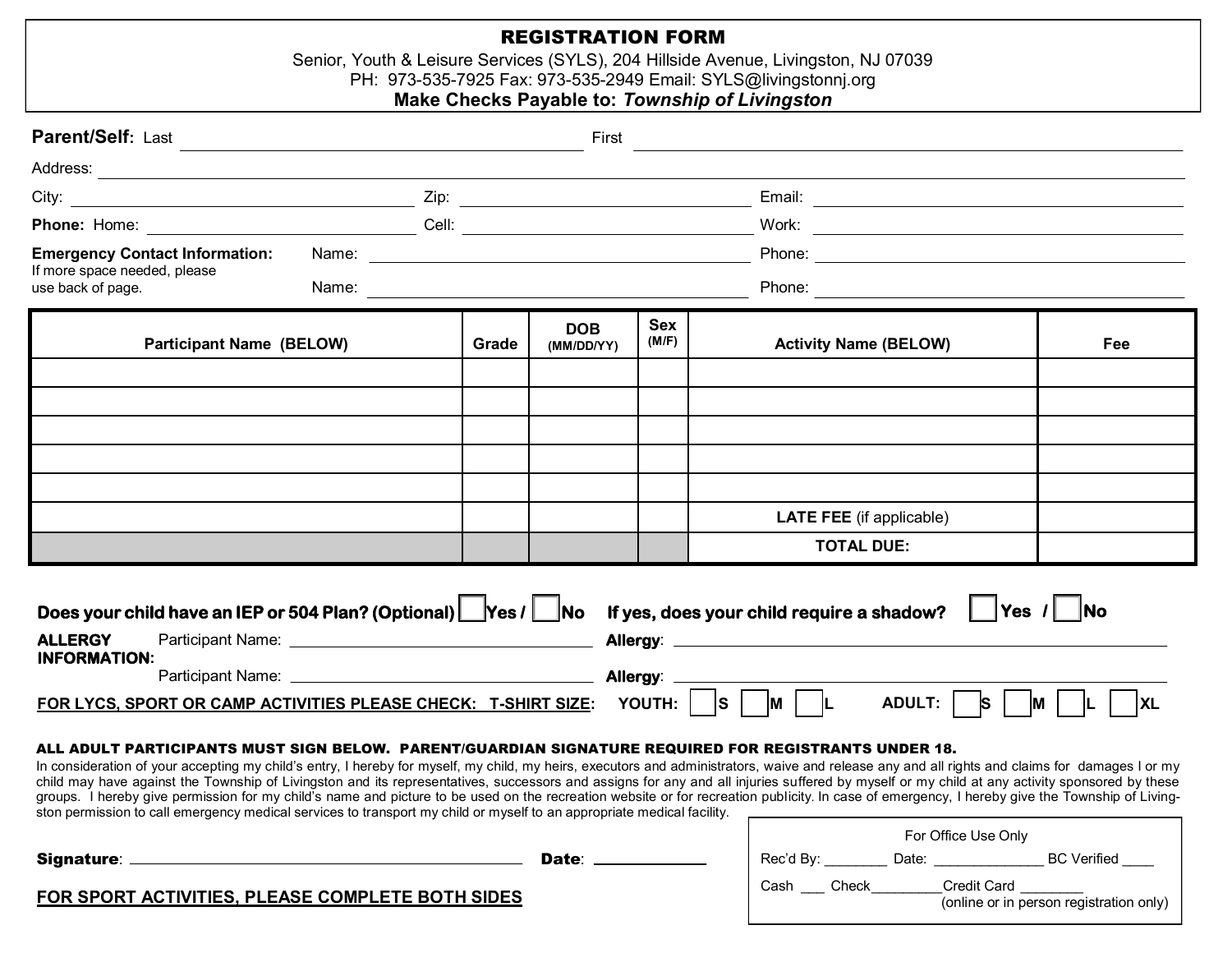# REGISTRATION FORM

Senior, Youth & Leisure Services (SYLS), 204 Hillside Avenue, Livingston, NJ 07039
PH: 973-535-7925 Fax: 973-535-2949 Email: SYLS@livingstonnj.org
**Make Checks Payable to: *Township of Livingston***

**Parent/Self:** Last ______________________ First ______________________

Address: ______________________

City: ______________ Zip: ______________ Email: ______________

**Phone:** Home: ______________ Cell: ______________ Work: ______________

**Emergency Contact Information:** Name: ______________ Phone: ______________
If more space needed, please use back of page. Name: ______________ Phone: ______________

| Participant Name (BELOW) | Grade | DOB (MM/DD/YY) | Sex (M/F) | Activity Name (BELOW) | Fee |
|---|---|---|---|---|---|
| | | | | | |
| | | | | | |
| | | | | | |
| | | | | | |
| | | | | | |
| | | | | **LATE FEE** (if applicable) | |
| | | | | **TOTAL DUE:** | |

**Does your child have an IEP or 504 Plan? (Optional)** ☐ **Yes /** ☐ **No** **If yes, does your child require a shadow?** ☐ **Yes /** ☐ **No**

**ALLERGY INFORMATION:**
Participant Name: ______________ **Allergy**: ______________
Participant Name: ______________ **Allergy**: ______________

**FOR LYCS, SPORT OR CAMP ACTIVITIES PLEASE CHECK: T-SHIRT SIZE:** **YOUTH:** ☐ **S** ☐ **M** ☐ **L** **ADULT:** ☐ **S** ☐ **M** ☐ **L** ☐ **XL**

**ALL ADULT PARTICIPANTS MUST SIGN BELOW. PARENT/GUARDIAN SIGNATURE REQUIRED FOR REGISTRANTS UNDER 18.**
In consideration of your accepting my child's entry, I hereby for myself, my child, my heirs, executors and administrators, waive and release any and all rights and claims for damages I or my child may have against the Township of Livingston and its representatives, successors and assigns for any and all injuries suffered by myself or my child at any activity sponsored by these groups. I hereby give permission for my child's name and picture to be used on the recreation website or for recreation publicity. In case of emergency, I hereby give the Township of Livingston permission to call emergency medical services to transport my child or myself to an appropriate medical facility.

**Signature**: ______________________ **Date**: ______________

**FOR SPORT ACTIVITIES, PLEASE COMPLETE BOTH SIDES**

For Office Use Only
Rec'd By: ________ Date: ______________ BC Verified ____
Cash ___ Check_________Credit Card ________
(online or in person registration only)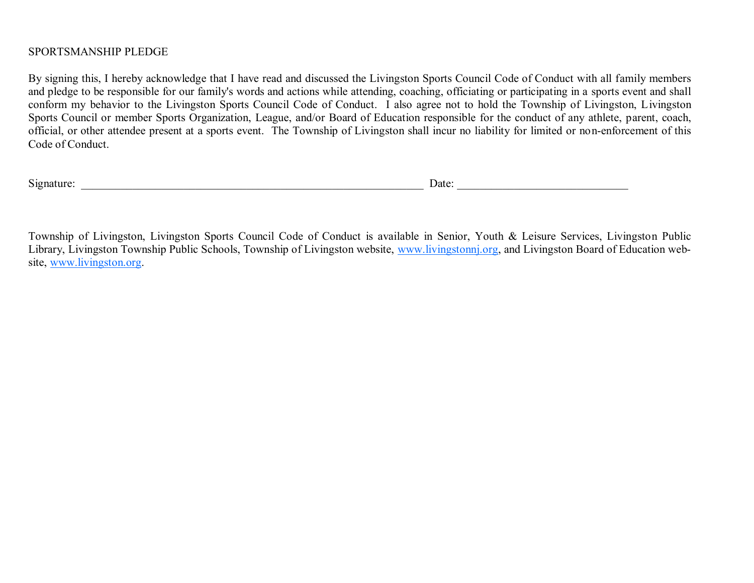SPORTSMANSHIP PLEDGE

By signing this, I hereby acknowledge that I have read and discussed the Livingston Sports Council Code of Conduct with all family members and pledge to be responsible for our family's words and actions while attending, coaching, officiating or participating in a sports event and shall conform my behavior to the Livingston Sports Council Code of Conduct. I also agree not to hold the Township of Livingston, Livingston Sports Council or member Sports Organization, League, and/or Board of Education responsible for the conduct of any athlete, parent, coach, official, or other attendee present at a sports event. The Township of Livingston shall incur no liability for limited or non-enforcement of this Code of Conduct.

Signature: _______________________________________________________________ Date: _______________________________

Township of Livingston, Livingston Sports Council Code of Conduct is available in Senior, Youth & Leisure Services, Livingston Public Library, Livingston Township Public Schools, Township of Livingston website, www.livingstonnj.org, and Livingston Board of Education website, www.livingston.org.